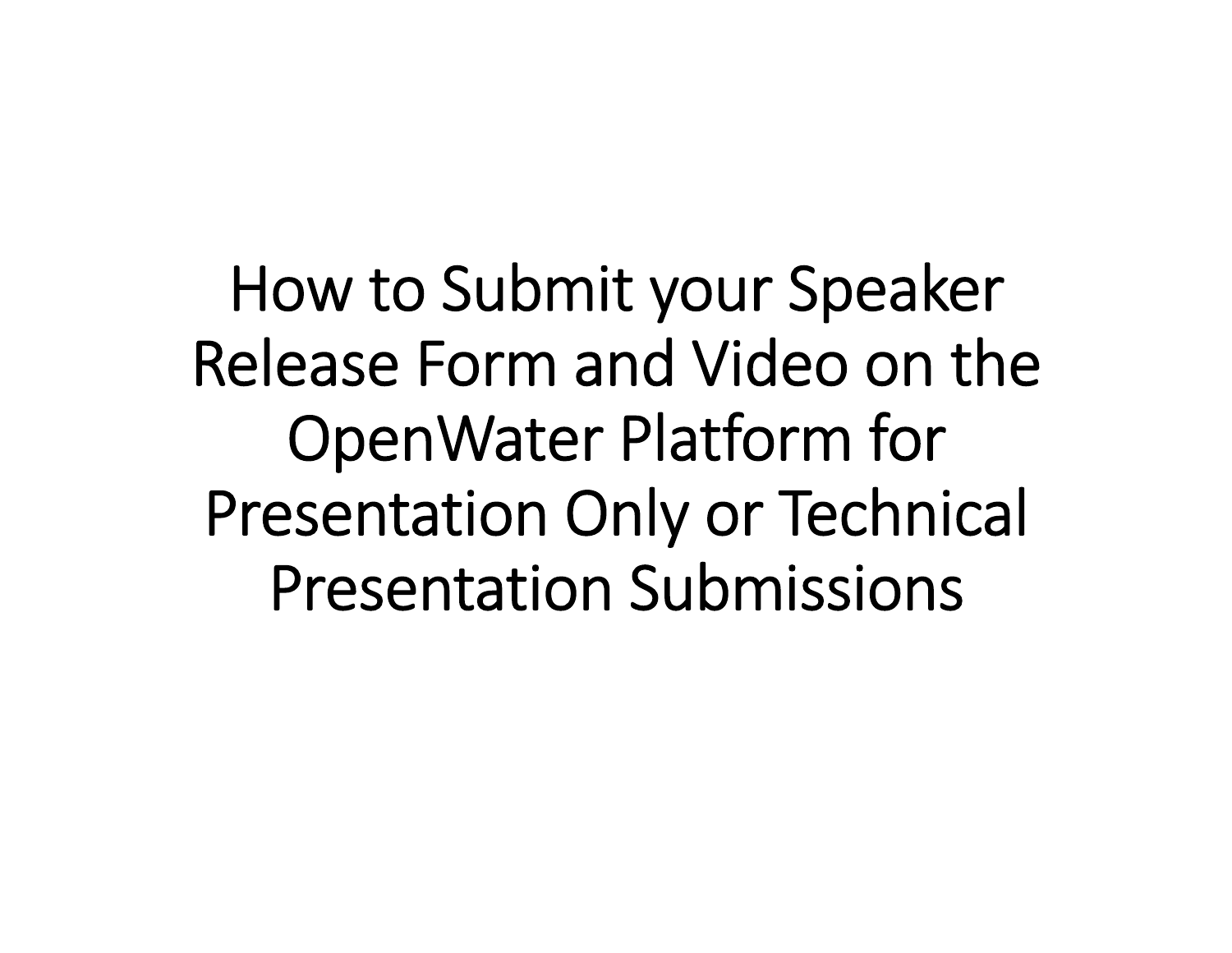# How to Submit your Speaker Release Form and Video on the OpenWater Platform for Presentation Only or Technical Presentation Submissions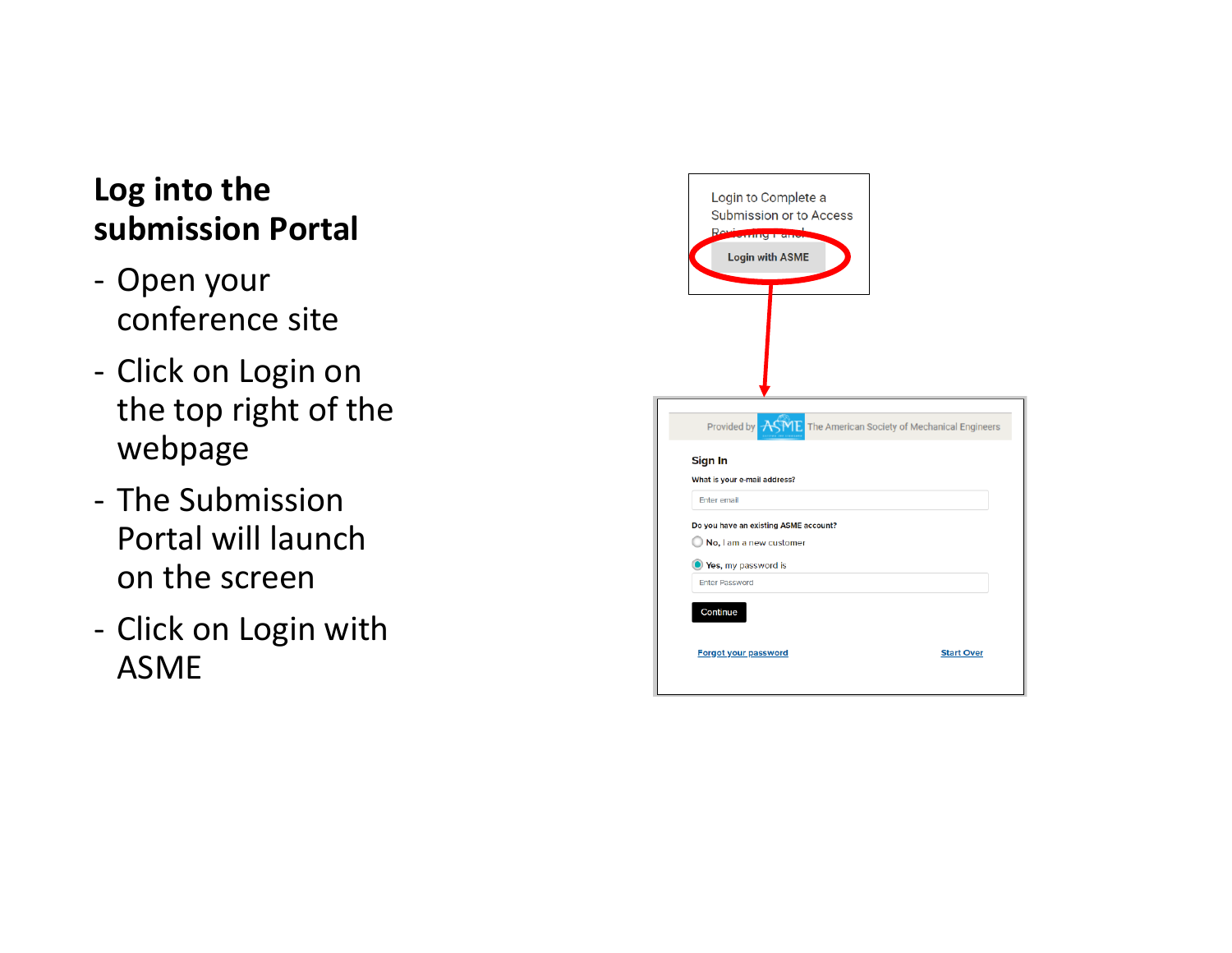## Log into the submission Portal

- Open your conference site
- Click on Login on the top right of the webpage
- The Submission Portal will launch on the screen
- Click on Login with ASME

Login to Complete a Submission or to Access Reviewing Panel

Login with ASME

Provided by ASME The American Society of Mechanical Engineers

**Sign In**

What is your e-mail address?

Enter email

Do you have an existing ASME account?

No, I am a new customer

Yes, my password is

Enter Password

Continue

Forgot your password

Start Over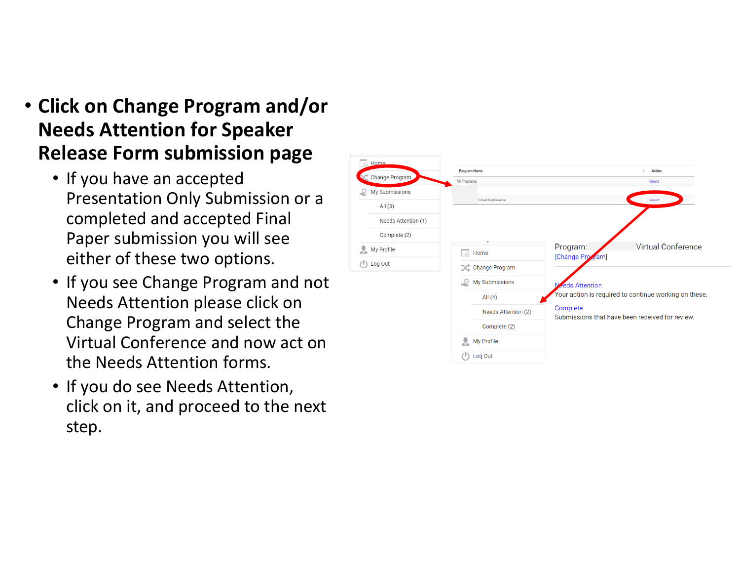- **Click on Change Program and/or Needs Attention for Speaker Release Form submission page**
  - If you have an accepted Presentation Only Submission or a completed and accepted Final Paper submission you will see either of these two options.
  - If you see Change Program and not Needs Attention please click on Change Program and select the Virtual Conference and now act on the Needs Attention forms.
  - If you do see Needs Attention, click on it, and proceed to the next step.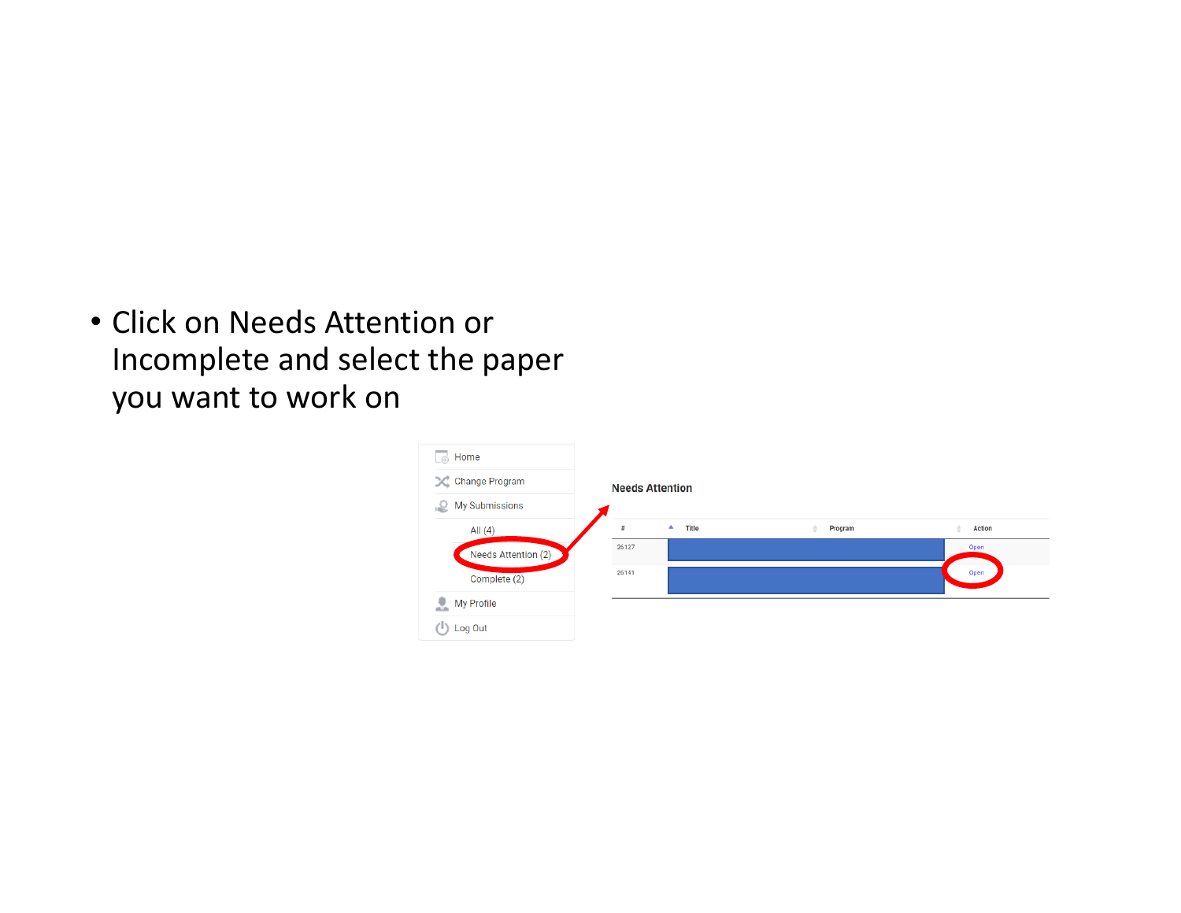- Click on Needs Attention or Incomplete and select the paper you want to work on

Home

Change Program

My Submissions

All (4)

Needs Attention (2)

Complete (2)

My Profile

Log Out

**Needs Attention**

| # | Title | Program | Action |
|---|---|---|---|
| 26127 | | | Open |
| 26141 | | | Open |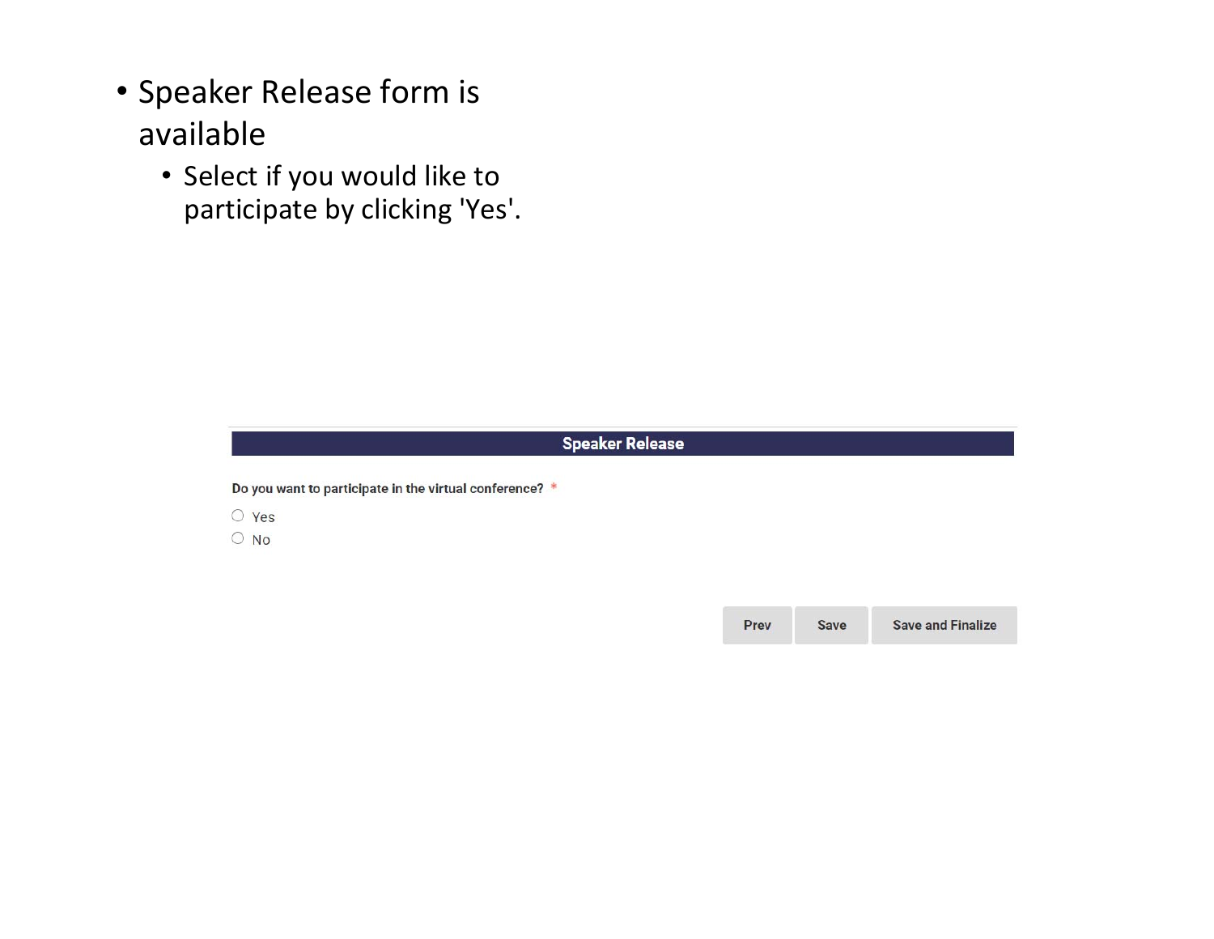- Speaker Release form is available
  - Select if you would like to participate by clicking 'Yes'.

**Speaker Release**

Do you want to participate in the virtual conference? *

- ○ Yes
- ○ No

Prev | Save | Save and Finalize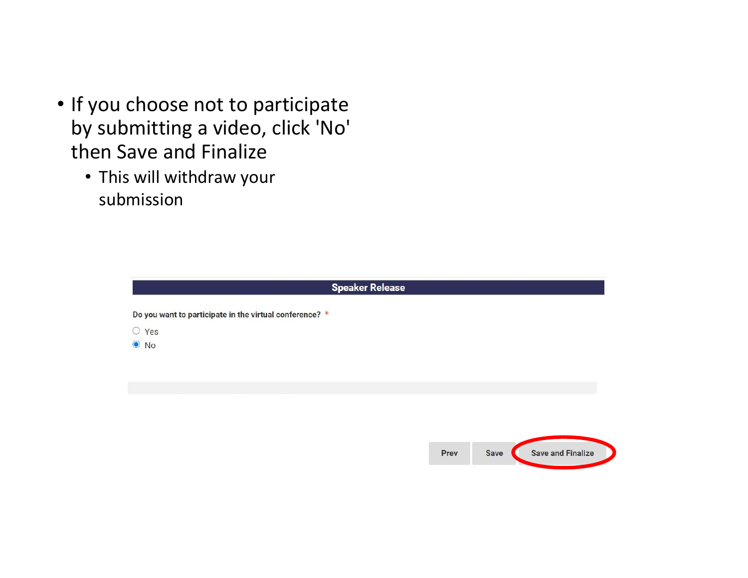- If you choose not to participate by submitting a video, click 'No' then Save and Finalize
  - This will withdraw your submission

**Speaker Release**

Do you want to participate in the virtual conference? *

- ○ Yes
- ● No

Prev | Save | Save and Finalize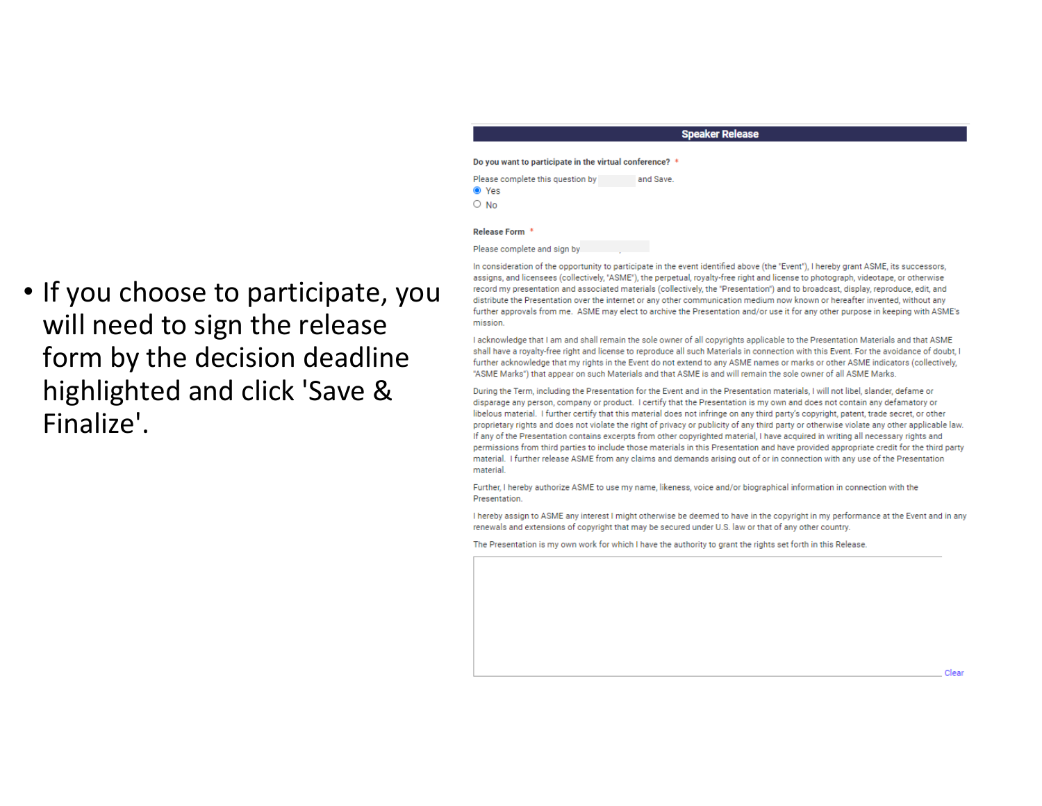- If you choose to participate, you will need to sign the release form by the decision deadline highlighted and click 'Save & Finalize'.

## Speaker Release

**Do you want to participate in the virtual conference?** *

Please complete this question by and Save.

- (•) Yes
- ( ) No

**Release Form** *

Please complete and sign by

In consideration of the opportunity to participate in the event identified above (the "Event"), I hereby grant ASME, its successors, assigns, and licensees (collectively, "ASME"), the perpetual, royalty-free right and license to photograph, videotape, or otherwise record my presentation and associated materials (collectively, the "Presentation") and to broadcast, display, reproduce, edit, and distribute the Presentation over the internet or any other communication medium now known or hereafter invented, without any further approvals from me. ASME may elect to archive the Presentation and/or use it for any other purpose in keeping with ASME's mission.

I acknowledge that I am and shall remain the sole owner of all copyrights applicable to the Presentation Materials and that ASME shall have a royalty-free right and license to reproduce all such Materials in connection with this Event. For the avoidance of doubt, I further acknowledge that my rights in the Event do not extend to any ASME names or marks or other ASME indicators (collectively, "ASME Marks") that appear on such Materials and that ASME is and will remain the sole owner of all ASME Marks.

During the Term, including the Presentation for the Event and in the Presentation materials, I will not libel, slander, defame or disparage any person, company or product. I certify that the Presentation is my own and does not contain any defamatory or libelous material. I further certify that this material does not infringe on any third party's copyright, patent, trade secret, or other proprietary rights and does not violate the right of privacy or publicity of any third party or otherwise violate any other applicable law. If any of the Presentation contains excerpts from other copyrighted material, I have acquired in writing all necessary rights and permissions from third parties to include those materials in this Presentation and have provided appropriate credit for the third party material. I further release ASME from any claims and demands arising out of or in connection with any use of the Presentation material.

Further, I hereby authorize ASME to use my name, likeness, voice and/or biographical information in connection with the Presentation.

I hereby assign to ASME any interest I might otherwise be deemed to have in the copyright in my performance at the Event and in any renewals and extensions of copyright that may be secured under U.S. law or that of any other country.

The Presentation is my own work for which I have the authority to grant the rights set forth in this Release.

Clear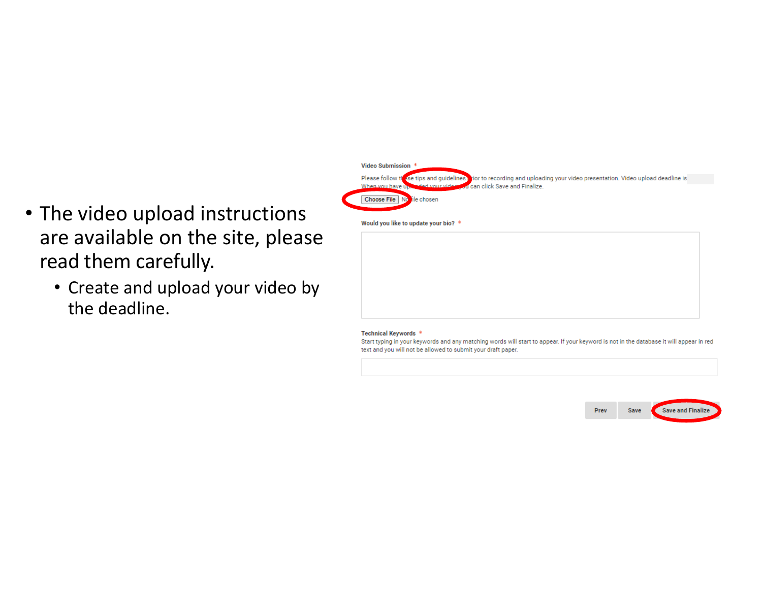- The video upload instructions are available on the site, please read them carefully.
  - Create and upload your video by the deadline.

**Video Submission** *

Please follow these tips and guidelines prior to recording and uploading your video presentation. Video upload deadline is
When you have uploaded your video you can click Save and Finalize.

Choose File No file chosen

**Would you like to update your bio?** *

**Technical Keywords** *

Start typing in your keywords and any matching words will start to appear. If your keyword is not in the database it will appear in red text and you will not be allowed to submit your draft paper.

Prev Save Save and Finalize